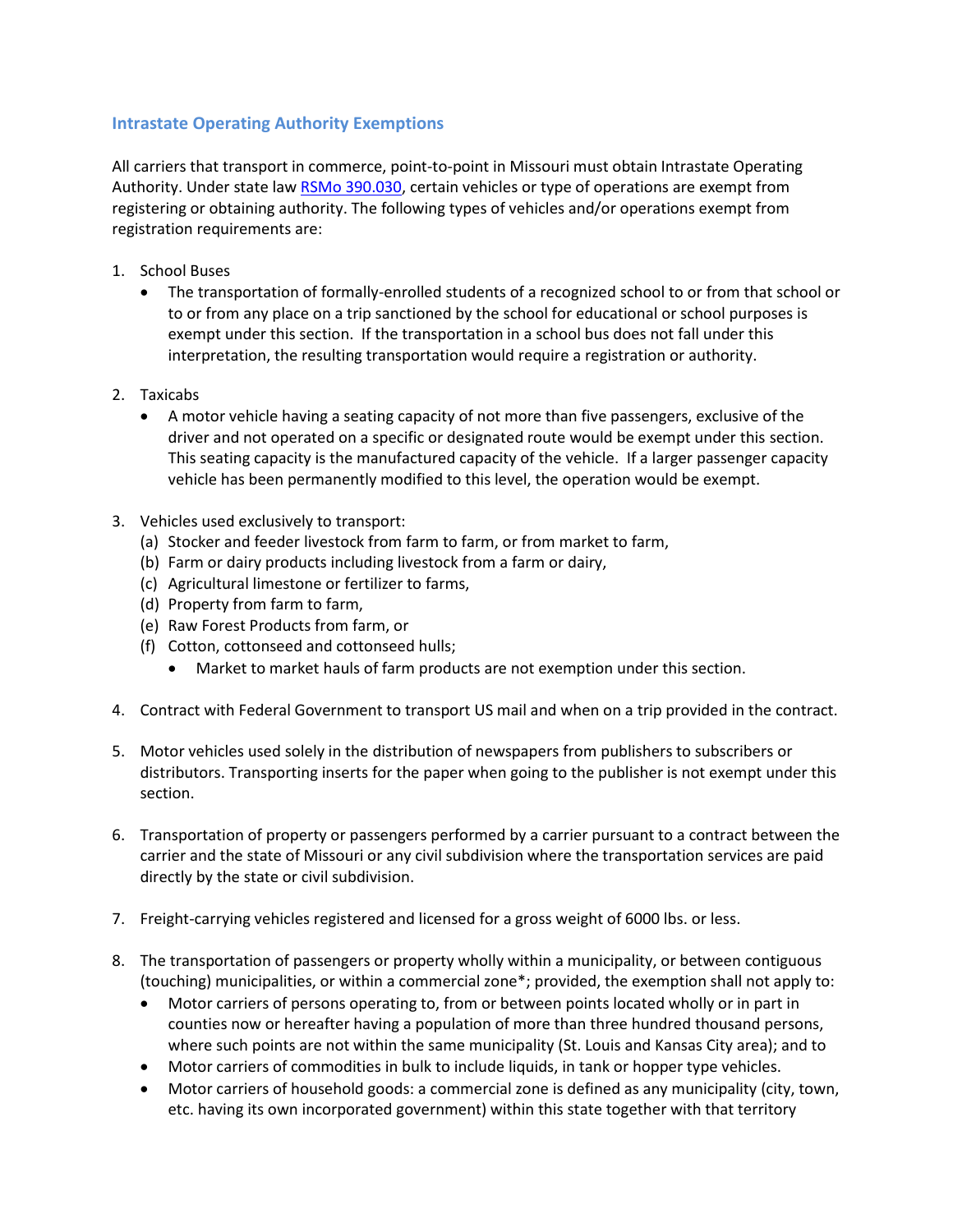## Intrastate Operating Authority Exemptions

All carriers that transport in commerce, point-to-point in Missouri must obtain Intrastate Operating Authority. Under state law [RSMo 390.030](), certain vehicles or type of operations are exempt from registering or obtaining authority. The following types of vehicles and/or operations exempt from registration requirements are:

1. School Buses
   - The transportation of formally-enrolled students of a recognized school to or from that school or to or from any place on a trip sanctioned by the school for educational or school purposes is exempt under this section. If the transportation in a school bus does not fall under this interpretation, the resulting transportation would require a registration or authority.

2. Taxicabs
   - A motor vehicle having a seating capacity of not more than five passengers, exclusive of the driver and not operated on a specific or designated route would be exempt under this section. This seating capacity is the manufactured capacity of the vehicle. If a larger passenger capacity vehicle has been permanently modified to this level, the operation would be exempt.

3. Vehicles used exclusively to transport:
   (a) Stocker and feeder livestock from farm to farm, or from market to farm,
   (b) Farm or dairy products including livestock from a farm or dairy,
   (c) Agricultural limestone or fertilizer to farms,
   (d) Property from farm to farm,
   (e) Raw Forest Products from farm, or
   (f) Cotton, cottonseed and cottonseed hulls;
   - Market to market hauls of farm products are not exemption under this section.

4. Contract with Federal Government to transport US mail and when on a trip provided in the contract.

5. Motor vehicles used solely in the distribution of newspapers from publishers to subscribers or distributors. Transporting inserts for the paper when going to the publisher is not exempt under this section.

6. Transportation of property or passengers performed by a carrier pursuant to a contract between the carrier and the state of Missouri or any civil subdivision where the transportation services are paid directly by the state or civil subdivision.

7. Freight-carrying vehicles registered and licensed for a gross weight of 6000 lbs. or less.

8. The transportation of passengers or property wholly within a municipality, or between contiguous (touching) municipalities, or within a commercial zone*; provided, the exemption shall not apply to:
   - Motor carriers of persons operating to, from or between points located wholly or in part in counties now or hereafter having a population of more than three hundred thousand persons, where such points are not within the same municipality (St. Louis and Kansas City area); and to
   - Motor carriers of commodities in bulk to include liquids, in tank or hopper type vehicles.
   - Motor carriers of household goods: a commercial zone is defined as any municipality (city, town, etc. having its own incorporated government) within this state together with that territory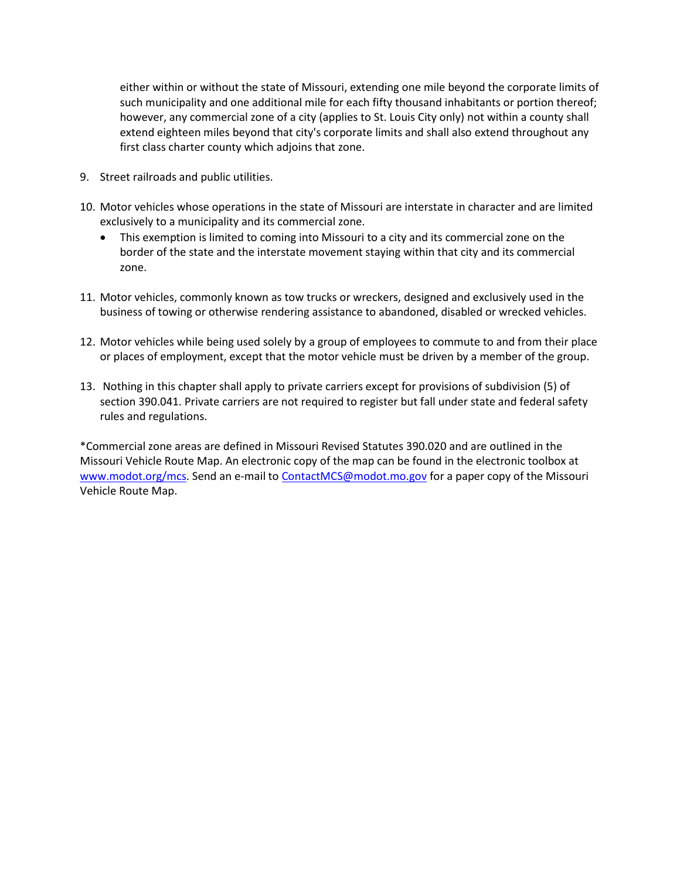either within or without the state of Missouri, extending one mile beyond the corporate limits of such municipality and one additional mile for each fifty thousand inhabitants or portion thereof; however, any commercial zone of a city (applies to St. Louis City only) not within a county shall extend eighteen miles beyond that city's corporate limits and shall also extend throughout any first class charter county which adjoins that zone.

9. Street railroads and public utilities.

10. Motor vehicles whose operations in the state of Missouri are interstate in character and are limited exclusively to a municipality and its commercial zone.
    - This exemption is limited to coming into Missouri to a city and its commercial zone on the border of the state and the interstate movement staying within that city and its commercial zone.

11. Motor vehicles, commonly known as tow trucks or wreckers, designed and exclusively used in the business of towing or otherwise rendering assistance to abandoned, disabled or wrecked vehicles.

12. Motor vehicles while being used solely by a group of employees to commute to and from their place or places of employment, except that the motor vehicle must be driven by a member of the group.

13. Nothing in this chapter shall apply to private carriers except for provisions of subdivision (5) of section 390.041. Private carriers are not required to register but fall under state and federal safety rules and regulations.

*Commercial zone areas are defined in Missouri Revised Statutes 390.020 and are outlined in the Missouri Vehicle Route Map. An electronic copy of the map can be found in the electronic toolbox at www.modot.org/mcs. Send an e-mail to ContactMCS@modot.mo.gov for a paper copy of the Missouri Vehicle Route Map.